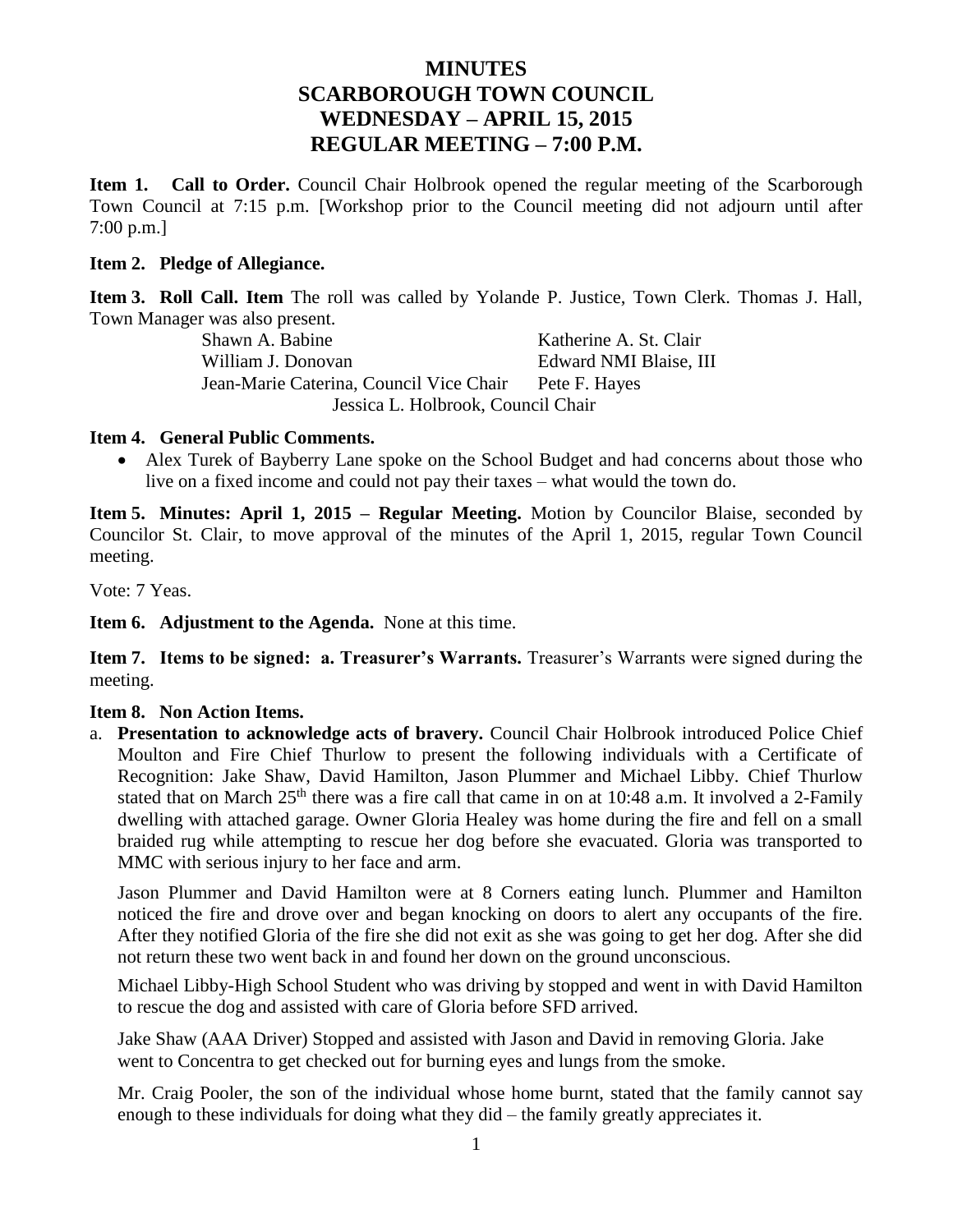# MINUTES
# SCARBOROUGH TOWN COUNCIL
# WEDNESDAY – APRIL 15, 2015
# REGULAR MEETING – 7:00 P.M.

**Item 1. Call to Order.** Council Chair Holbrook opened the regular meeting of the Scarborough Town Council at 7:15 p.m. [Workshop prior to the Council meeting did not adjourn until after 7:00 p.m.]

**Item 2. Pledge of Allegiance.**

**Item 3. Roll Call. Item** The roll was called by Yolande P. Justice, Town Clerk. Thomas J. Hall, Town Manager was also present.

| | |
|---|---|
| Shawn A. Babine | Katherine A. St. Clair |
| William J. Donovan | Edward NMI Blaise, III |
| Jean-Marie Caterina, Council Vice Chair | Pete F. Hayes |

Jessica L. Holbrook, Council Chair

**Item 4. General Public Comments.**

- Alex Turek of Bayberry Lane spoke on the School Budget and had concerns about those who live on a fixed income and could not pay their taxes – what would the town do.

**Item 5. Minutes: April 1, 2015 – Regular Meeting.** Motion by Councilor Blaise, seconded by Councilor St. Clair, to move approval of the minutes of the April 1, 2015, regular Town Council meeting.

Vote: 7 Yeas.

**Item 6. Adjustment to the Agenda.** None at this time.

**Item 7. Items to be signed: a. Treasurer's Warrants.** Treasurer's Warrants were signed during the meeting.

**Item 8. Non Action Items.**

a. **Presentation to acknowledge acts of bravery.** Council Chair Holbrook introduced Police Chief Moulton and Fire Chief Thurlow to present the following individuals with a Certificate of Recognition: Jake Shaw, David Hamilton, Jason Plummer and Michael Libby. Chief Thurlow stated that on March 25th there was a fire call that came in on at 10:48 a.m. It involved a 2-Family dwelling with attached garage. Owner Gloria Healey was home during the fire and fell on a small braided rug while attempting to rescue her dog before she evacuated. Gloria was transported to MMC with serious injury to her face and arm.

Jason Plummer and David Hamilton were at 8 Corners eating lunch. Plummer and Hamilton noticed the fire and drove over and began knocking on doors to alert any occupants of the fire. After they notified Gloria of the fire she did not exit as she was going to get her dog. After she did not return these two went back in and found her down on the ground unconscious.

Michael Libby-High School Student who was driving by stopped and went in with David Hamilton to rescue the dog and assisted with care of Gloria before SFD arrived.

Jake Shaw (AAA Driver) Stopped and assisted with Jason and David in removing Gloria. Jake went to Concentra to get checked out for burning eyes and lungs from the smoke.

Mr. Craig Pooler, the son of the individual whose home burnt, stated that the family cannot say enough to these individuals for doing what they did – the family greatly appreciates it.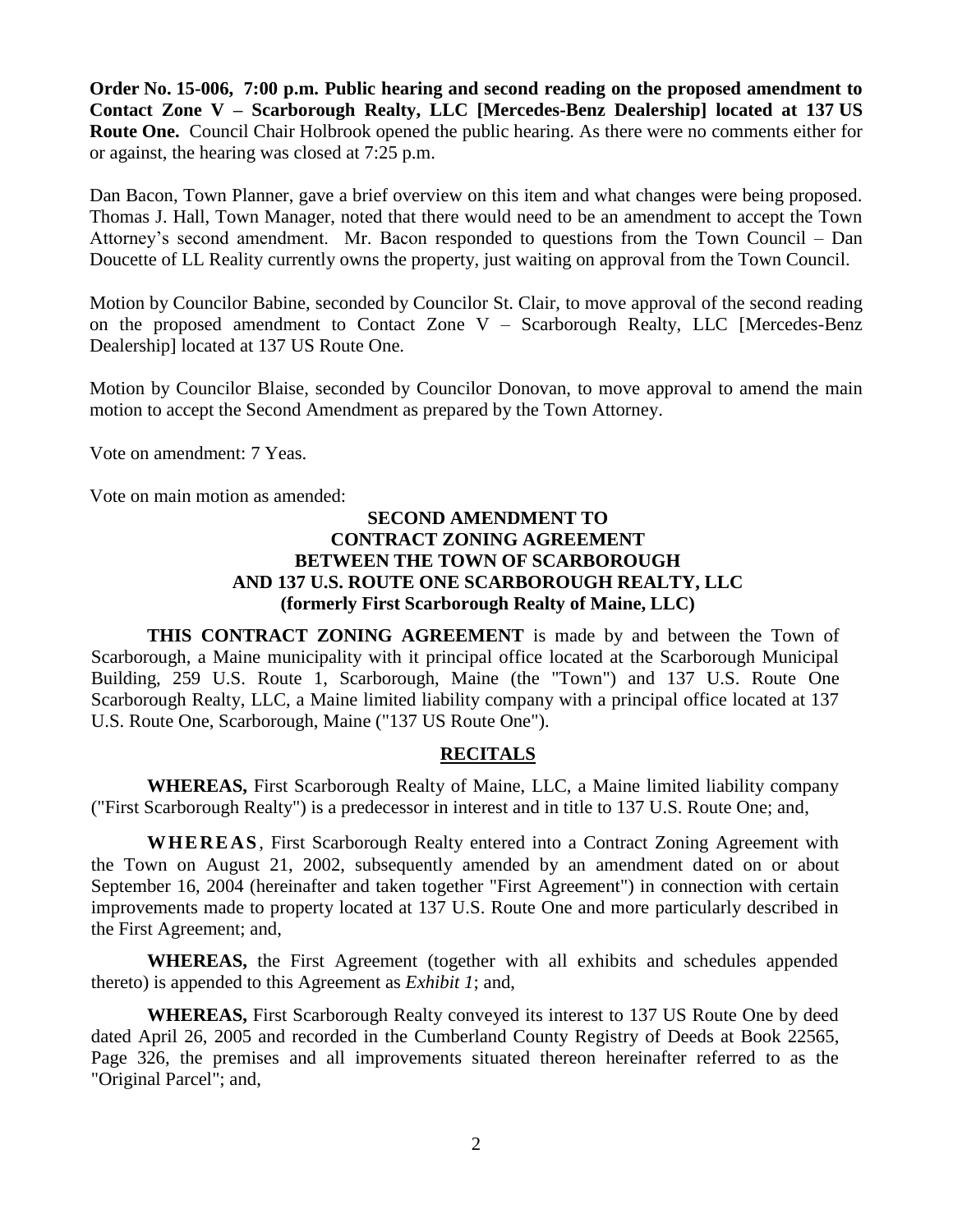**Order No. 15-006, 7:00 p.m. Public hearing and second reading on the proposed amendment to Contact Zone V – Scarborough Realty, LLC [Mercedes-Benz Dealership] located at 137 US Route One.** Council Chair Holbrook opened the public hearing. As there were no comments either for or against, the hearing was closed at 7:25 p.m.

Dan Bacon, Town Planner, gave a brief overview on this item and what changes were being proposed. Thomas J. Hall, Town Manager, noted that there would need to be an amendment to accept the Town Attorney's second amendment. Mr. Bacon responded to questions from the Town Council – Dan Doucette of LL Reality currently owns the property, just waiting on approval from the Town Council.

Motion by Councilor Babine, seconded by Councilor St. Clair, to move approval of the second reading on the proposed amendment to Contact Zone V – Scarborough Realty, LLC [Mercedes-Benz Dealership] located at 137 US Route One.

Motion by Councilor Blaise, seconded by Councilor Donovan, to move approval to amend the main motion to accept the Second Amendment as prepared by the Town Attorney.

Vote on amendment: 7 Yeas.

Vote on main motion as amended:

**SECOND AMENDMENT TO CONTRACT ZONING AGREEMENT BETWEEN THE TOWN OF SCARBOROUGH AND 137 U.S. ROUTE ONE SCARBOROUGH REALTY, LLC (formerly First Scarborough Realty of Maine, LLC)**

**THIS CONTRACT ZONING AGREEMENT** is made by and between the Town of Scarborough, a Maine municipality with it principal office located at the Scarborough Municipal Building, 259 U.S. Route 1, Scarborough, Maine (the "Town") and 137 U.S. Route One Scarborough Realty, LLC, a Maine limited liability company with a principal office located at 137 U.S. Route One, Scarborough, Maine ("137 US Route One").

**RECITALS**

**WHEREAS,** First Scarborough Realty of Maine, LLC, a Maine limited liability company ("First Scarborough Realty") is a predecessor in interest and in title to 137 U.S. Route One; and,

**WHEREAS**, First Scarborough Realty entered into a Contract Zoning Agreement with the Town on August 21, 2002, subsequently amended by an amendment dated on or about September 16, 2004 (hereinafter and taken together "First Agreement") in connection with certain improvements made to property located at 137 U.S. Route One and more particularly described in the First Agreement; and,

**WHEREAS,** the First Agreement (together with all exhibits and schedules appended thereto) is appended to this Agreement as *Exhibit 1*; and,

**WHEREAS,** First Scarborough Realty conveyed its interest to 137 US Route One by deed dated April 26, 2005 and recorded in the Cumberland County Registry of Deeds at Book 22565, Page 326, the premises and all improvements situated thereon hereinafter referred to as the "Original Parcel"; and,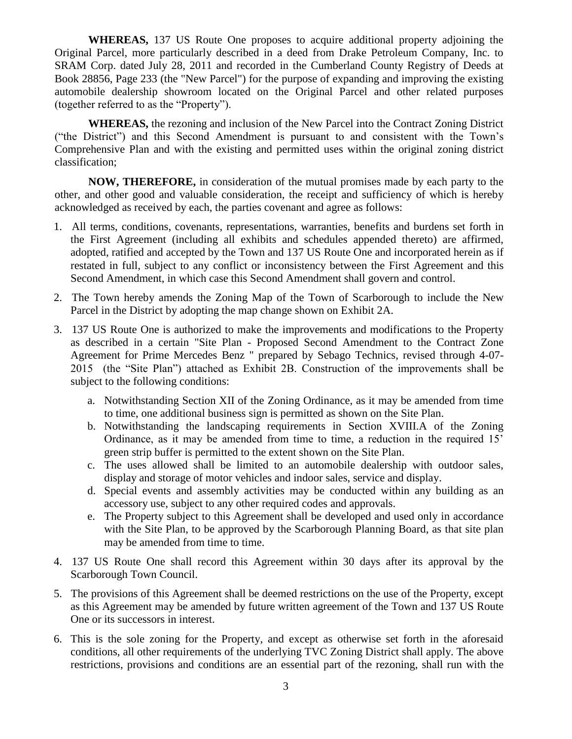**WHEREAS,** 137 US Route One proposes to acquire additional property adjoining the Original Parcel, more particularly described in a deed from Drake Petroleum Company, Inc. to SRAM Corp. dated July 28, 2011 and recorded in the Cumberland County Registry of Deeds at Book 28856, Page 233 (the "New Parcel") for the purpose of expanding and improving the existing automobile dealership showroom located on the Original Parcel and other related purposes (together referred to as the "Property").

**WHEREAS,** the rezoning and inclusion of the New Parcel into the Contract Zoning District ("the District") and this Second Amendment is pursuant to and consistent with the Town's Comprehensive Plan and with the existing and permitted uses within the original zoning district classification;

**NOW, THEREFORE,** in consideration of the mutual promises made by each party to the other, and other good and valuable consideration, the receipt and sufficiency of which is hereby acknowledged as received by each, the parties covenant and agree as follows:

1. All terms, conditions, covenants, representations, warranties, benefits and burdens set forth in the First Agreement (including all exhibits and schedules appended thereto) are affirmed, adopted, ratified and accepted by the Town and 137 US Route One and incorporated herein as if restated in full, subject to any conflict or inconsistency between the First Agreement and this Second Amendment, in which case this Second Amendment shall govern and control.

2. The Town hereby amends the Zoning Map of the Town of Scarborough to include the New Parcel in the District by adopting the map change shown on Exhibit 2A.

3. 137 US Route One is authorized to make the improvements and modifications to the Property as described in a certain "Site Plan - Proposed Second Amendment to the Contract Zone Agreement for Prime Mercedes Benz " prepared by Sebago Technics, revised through 4-07-2015 (the "Site Plan") attached as Exhibit 2B. Construction of the improvements shall be subject to the following conditions:

   a. Notwithstanding Section XII of the Zoning Ordinance, as it may be amended from time to time, one additional business sign is permitted as shown on the Site Plan.
   b. Notwithstanding the landscaping requirements in Section XVIII.A of the Zoning Ordinance, as it may be amended from time to time, a reduction in the required 15' green strip buffer is permitted to the extent shown on the Site Plan.
   c. The uses allowed shall be limited to an automobile dealership with outdoor sales, display and storage of motor vehicles and indoor sales, service and display.
   d. Special events and assembly activities may be conducted within any building as an accessory use, subject to any other required codes and approvals.
   e. The Property subject to this Agreement shall be developed and used only in accordance with the Site Plan, to be approved by the Scarborough Planning Board, as that site plan may be amended from time to time.

4. 137 US Route One shall record this Agreement within 30 days after its approval by the Scarborough Town Council.

5. The provisions of this Agreement shall be deemed restrictions on the use of the Property, except as this Agreement may be amended by future written agreement of the Town and 137 US Route One or its successors in interest.

6. This is the sole zoning for the Property, and except as otherwise set forth in the aforesaid conditions, all other requirements of the underlying TVC Zoning District shall apply. The above restrictions, provisions and conditions are an essential part of the rezoning, shall run with the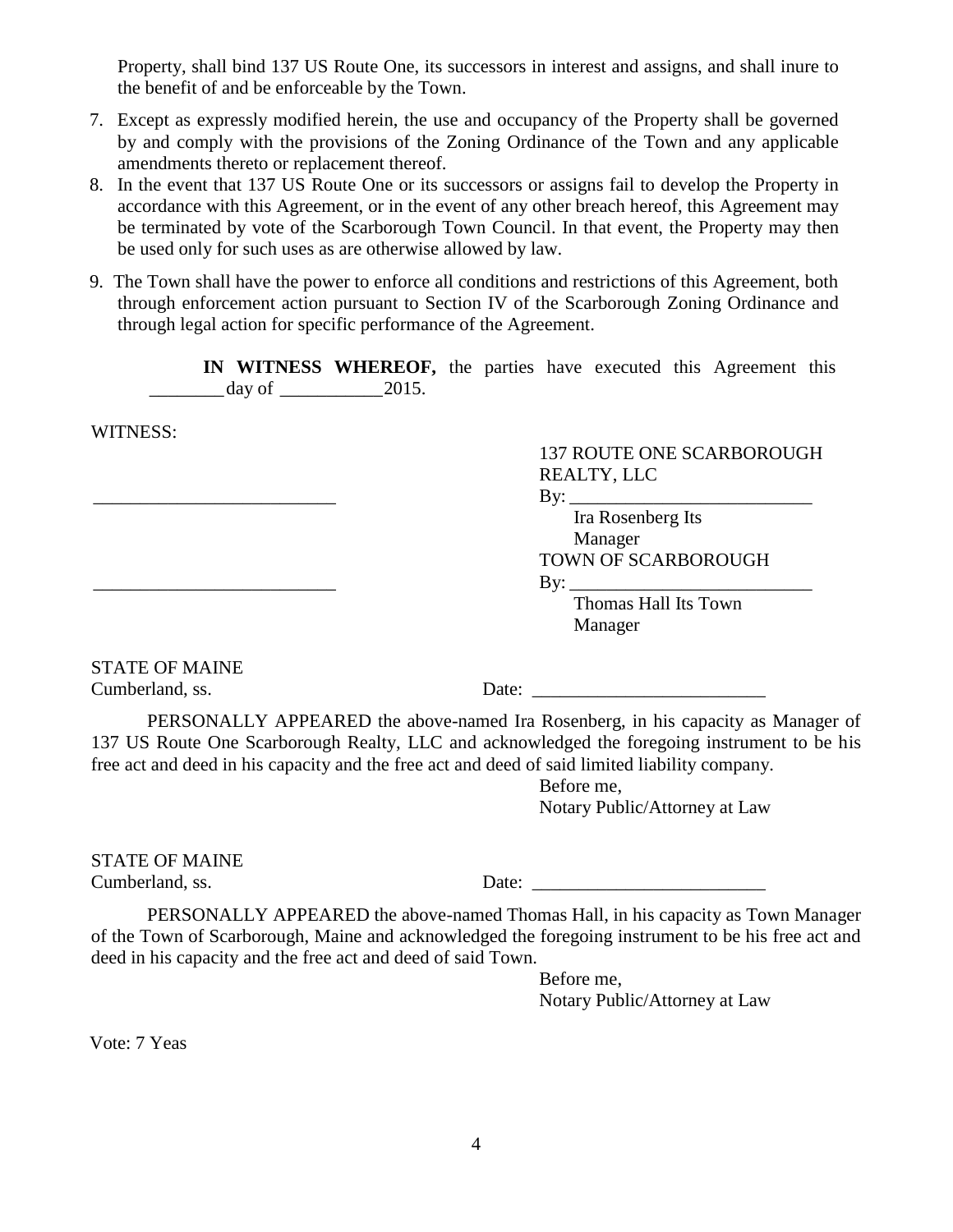Property, shall bind 137 US Route One, its successors in interest and assigns, and shall inure to the benefit of and be enforceable by the Town.

7. Except as expressly modified herein, the use and occupancy of the Property shall be governed by and comply with the provisions of the Zoning Ordinance of the Town and any applicable amendments thereto or replacement thereof.
8. In the event that 137 US Route One or its successors or assigns fail to develop the Property in accordance with this Agreement, or in the event of any other breach hereof, this Agreement may be terminated by vote of the Scarborough Town Council. In that event, the Property may then be used only for such uses as are otherwise allowed by law.
9. The Town shall have the power to enforce all conditions and restrictions of this Agreement, both through enforcement action pursuant to Section IV of the Scarborough Zoning Ordinance and through legal action for specific performance of the Agreement.

**IN WITNESS WHEREOF,** the parties have executed this Agreement this ________ day of ___________2015.

WITNESS:

137 ROUTE ONE SCARBOROUGH REALTY, LLC

__________________________ By: __________________________
Ira Rosenberg Its Manager

TOWN OF SCARBOROUGH

__________________________ By: __________________________
Thomas Hall Its Town Manager

STATE OF MAINE
Cumberland, ss. Date: _________________________

PERSONALLY APPEARED the above-named Ira Rosenberg, in his capacity as Manager of 137 US Route One Scarborough Realty, LLC and acknowledged the foregoing instrument to be his free act and deed in his capacity and the free act and deed of said limited liability company.

Before me,
Notary Public/Attorney at Law

STATE OF MAINE
Cumberland, ss. Date: _________________________

PERSONALLY APPEARED the above-named Thomas Hall, in his capacity as Town Manager of the Town of Scarborough, Maine and acknowledged the foregoing instrument to be his free act and deed in his capacity and the free act and deed of said Town.

Before me,
Notary Public/Attorney at Law

Vote: 7 Yeas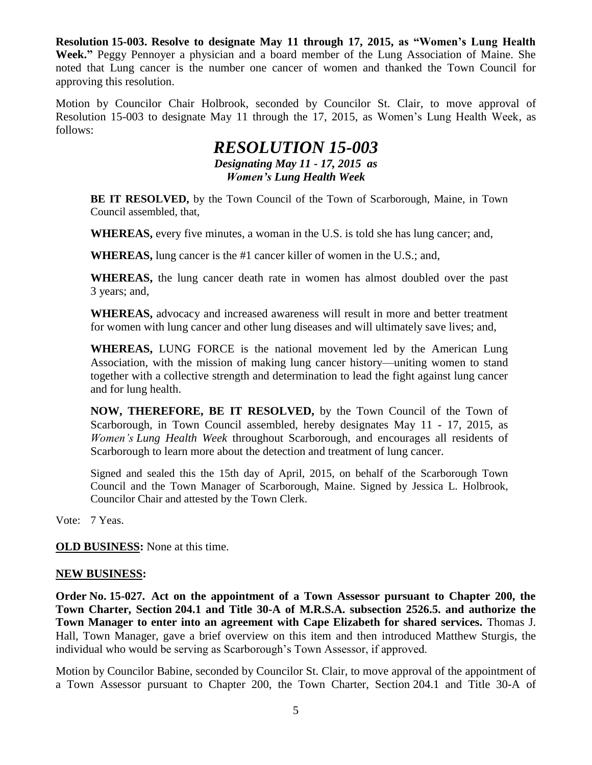**Resolution 15-003. Resolve to designate May 11 through 17, 2015, as "Women's Lung Health Week."** Peggy Pennoyer a physician and a board member of the Lung Association of Maine. She noted that Lung cancer is the number one cancer of women and thanked the Town Council for approving this resolution.

Motion by Councilor Chair Holbrook, seconded by Councilor St. Clair, to move approval of Resolution 15-003 to designate May 11 through the 17, 2015, as Women's Lung Health Week, as follows:

# *RESOLUTION 15-003*

***Designating May 11 - 17, 2015 as***
***Women's Lung Health Week***

> **BE IT RESOLVED,** by the Town Council of the Town of Scarborough, Maine, in Town Council assembled, that,
>
> **WHEREAS,** every five minutes, a woman in the U.S. is told she has lung cancer; and,
>
> **WHEREAS,** lung cancer is the #1 cancer killer of women in the U.S.; and,
>
> **WHEREAS,** the lung cancer death rate in women has almost doubled over the past 3 years; and,
>
> **WHEREAS,** advocacy and increased awareness will result in more and better treatment for women with lung cancer and other lung diseases and will ultimately save lives; and,
>
> **WHEREAS,** LUNG FORCE is the national movement led by the American Lung Association, with the mission of making lung cancer history—uniting women to stand together with a collective strength and determination to lead the fight against lung cancer and for lung health.
>
> **NOW, THEREFORE, BE IT RESOLVED,** by the Town Council of the Town of Scarborough, in Town Council assembled, hereby designates May 11 - 17, 2015, as *Women's Lung Health Week* throughout Scarborough, and encourages all residents of Scarborough to learn more about the detection and treatment of lung cancer.
>
> Signed and sealed this the 15th day of April, 2015, on behalf of the Scarborough Town Council and the Town Manager of Scarborough, Maine. Signed by Jessica L. Holbrook, Councilor Chair and attested by the Town Clerk.

Vote: 7 Yeas.

**OLD BUSINESS:** None at this time.

**NEW BUSINESS:**

**Order No. 15-027. Act on the appointment of a Town Assessor pursuant to Chapter 200, the Town Charter, Section 204.1 and Title 30-A of M.R.S.A. subsection 2526.5. and authorize the Town Manager to enter into an agreement with Cape Elizabeth for shared services.** Thomas J. Hall, Town Manager, gave a brief overview on this item and then introduced Matthew Sturgis, the individual who would be serving as Scarborough's Town Assessor, if approved.

Motion by Councilor Babine, seconded by Councilor St. Clair, to move approval of the appointment of a Town Assessor pursuant to Chapter 200, the Town Charter, Section 204.1 and Title 30-A of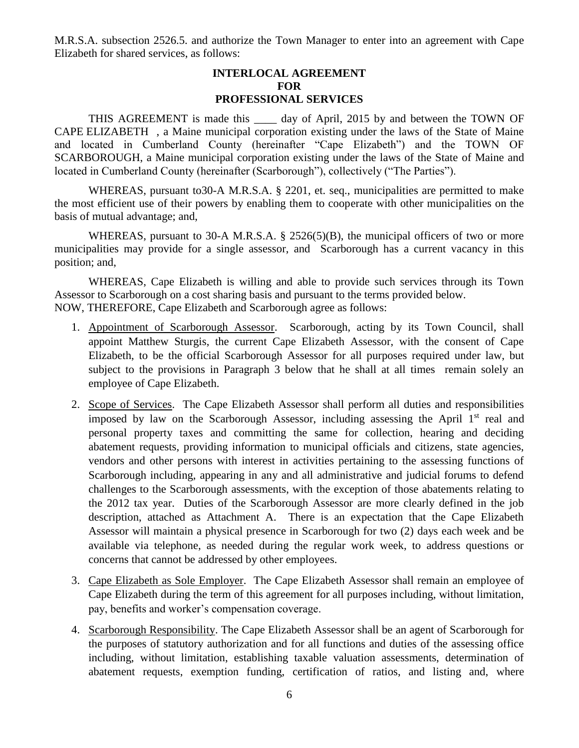M.R.S.A. subsection 2526.5. and authorize the Town Manager to enter into an agreement with Cape Elizabeth for shared services, as follows:

**INTERLOCAL AGREEMENT**
**FOR**
**PROFESSIONAL SERVICES**

THIS AGREEMENT is made this ____ day of April, 2015 by and between the TOWN OF CAPE ELIZABETH , a Maine municipal corporation existing under the laws of the State of Maine and located in Cumberland County (hereinafter "Cape Elizabeth") and the TOWN OF SCARBOROUGH, a Maine municipal corporation existing under the laws of the State of Maine and located in Cumberland County (hereinafter (Scarborough"), collectively ("The Parties").

WHEREAS, pursuant to30-A M.R.S.A. § 2201, et. seq., municipalities are permitted to make the most efficient use of their powers by enabling them to cooperate with other municipalities on the basis of mutual advantage; and,

WHEREAS, pursuant to 30-A M.R.S.A. § 2526(5)(B), the municipal officers of two or more municipalities may provide for a single assessor, and Scarborough has a current vacancy in this position; and,

WHEREAS, Cape Elizabeth is willing and able to provide such services through its Town Assessor to Scarborough on a cost sharing basis and pursuant to the terms provided below.
NOW, THEREFORE, Cape Elizabeth and Scarborough agree as follows:

1. Appointment of Scarborough Assessor. Scarborough, acting by its Town Council, shall appoint Matthew Sturgis, the current Cape Elizabeth Assessor, with the consent of Cape Elizabeth, to be the official Scarborough Assessor for all purposes required under law, but subject to the provisions in Paragraph 3 below that he shall at all times remain solely an employee of Cape Elizabeth.

2. Scope of Services. The Cape Elizabeth Assessor shall perform all duties and responsibilities imposed by law on the Scarborough Assessor, including assessing the April 1st real and personal property taxes and committing the same for collection, hearing and deciding abatement requests, providing information to municipal officials and citizens, state agencies, vendors and other persons with interest in activities pertaining to the assessing functions of Scarborough including, appearing in any and all administrative and judicial forums to defend challenges to the Scarborough assessments, with the exception of those abatements relating to the 2012 tax year. Duties of the Scarborough Assessor are more clearly defined in the job description, attached as Attachment A. There is an expectation that the Cape Elizabeth Assessor will maintain a physical presence in Scarborough for two (2) days each week and be available via telephone, as needed during the regular work week, to address questions or concerns that cannot be addressed by other employees.

3. Cape Elizabeth as Sole Employer. The Cape Elizabeth Assessor shall remain an employee of Cape Elizabeth during the term of this agreement for all purposes including, without limitation, pay, benefits and worker's compensation coverage.

4. Scarborough Responsibility. The Cape Elizabeth Assessor shall be an agent of Scarborough for the purposes of statutory authorization and for all functions and duties of the assessing office including, without limitation, establishing taxable valuation assessments, determination of abatement requests, exemption funding, certification of ratios, and listing and, where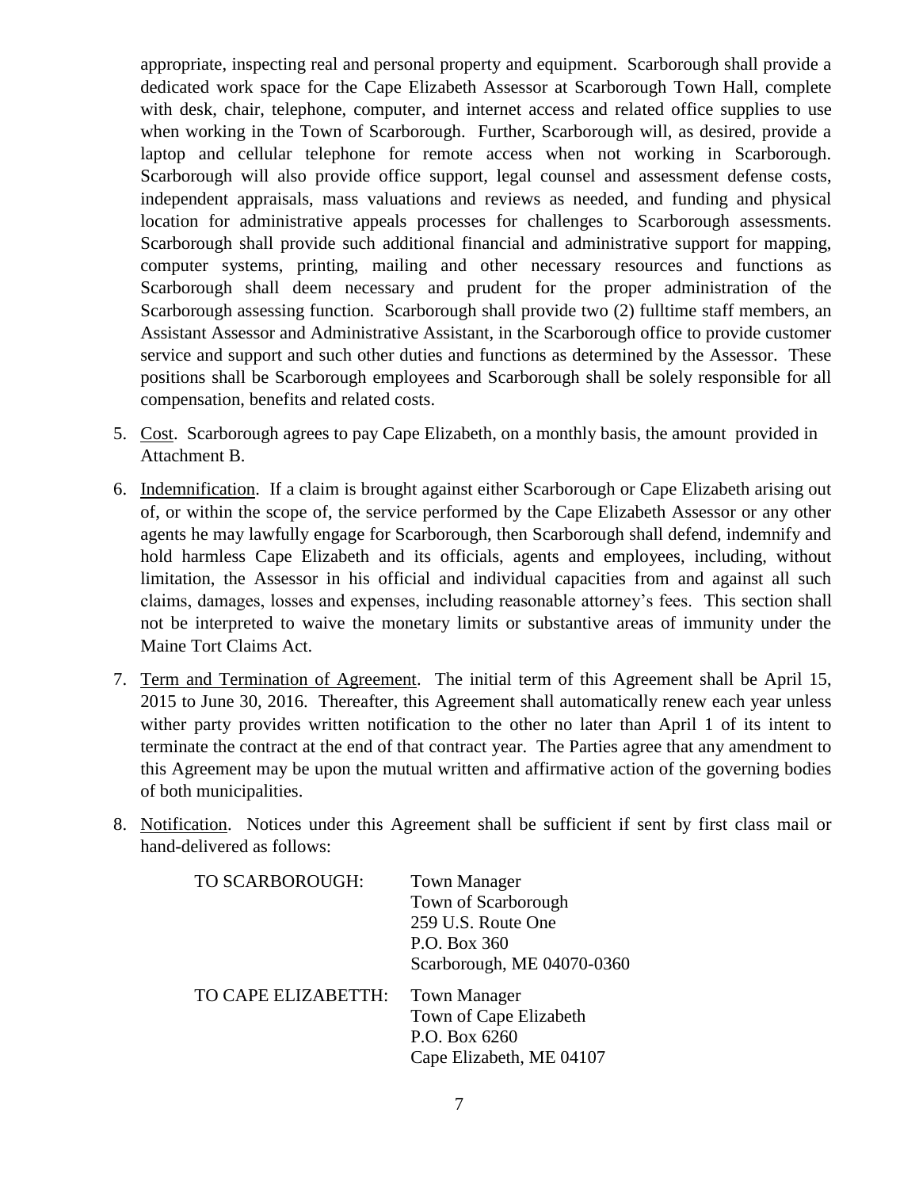appropriate, inspecting real and personal property and equipment. Scarborough shall provide a dedicated work space for the Cape Elizabeth Assessor at Scarborough Town Hall, complete with desk, chair, telephone, computer, and internet access and related office supplies to use when working in the Town of Scarborough. Further, Scarborough will, as desired, provide a laptop and cellular telephone for remote access when not working in Scarborough. Scarborough will also provide office support, legal counsel and assessment defense costs, independent appraisals, mass valuations and reviews as needed, and funding and physical location for administrative appeals processes for challenges to Scarborough assessments. Scarborough shall provide such additional financial and administrative support for mapping, computer systems, printing, mailing and other necessary resources and functions as Scarborough shall deem necessary and prudent for the proper administration of the Scarborough assessing function. Scarborough shall provide two (2) fulltime staff members, an Assistant Assessor and Administrative Assistant, in the Scarborough office to provide customer service and support and such other duties and functions as determined by the Assessor. These positions shall be Scarborough employees and Scarborough shall be solely responsible for all compensation, benefits and related costs.

5. Cost. Scarborough agrees to pay Cape Elizabeth, on a monthly basis, the amount provided in Attachment B.

6. Indemnification. If a claim is brought against either Scarborough or Cape Elizabeth arising out of, or within the scope of, the service performed by the Cape Elizabeth Assessor or any other agents he may lawfully engage for Scarborough, then Scarborough shall defend, indemnify and hold harmless Cape Elizabeth and its officials, agents and employees, including, without limitation, the Assessor in his official and individual capacities from and against all such claims, damages, losses and expenses, including reasonable attorney's fees. This section shall not be interpreted to waive the monetary limits or substantive areas of immunity under the Maine Tort Claims Act.

7. Term and Termination of Agreement. The initial term of this Agreement shall be April 15, 2015 to June 30, 2016. Thereafter, this Agreement shall automatically renew each year unless wither party provides written notification to the other no later than April 1 of its intent to terminate the contract at the end of that contract year. The Parties agree that any amendment to this Agreement may be upon the mutual written and affirmative action of the governing bodies of both municipalities.

8. Notification. Notices under this Agreement shall be sufficient if sent by first class mail or hand-delivered as follows:

| | |
|---|---|
| TO SCARBOROUGH: | Town Manager<br>Town of Scarborough<br>259 U.S. Route One<br>P.O. Box 360<br>Scarborough, ME 04070-0360 |
| TO CAPE ELIZABETTH: | Town Manager<br>Town of Cape Elizabeth<br>P.O. Box 6260<br>Cape Elizabeth, ME 04107 |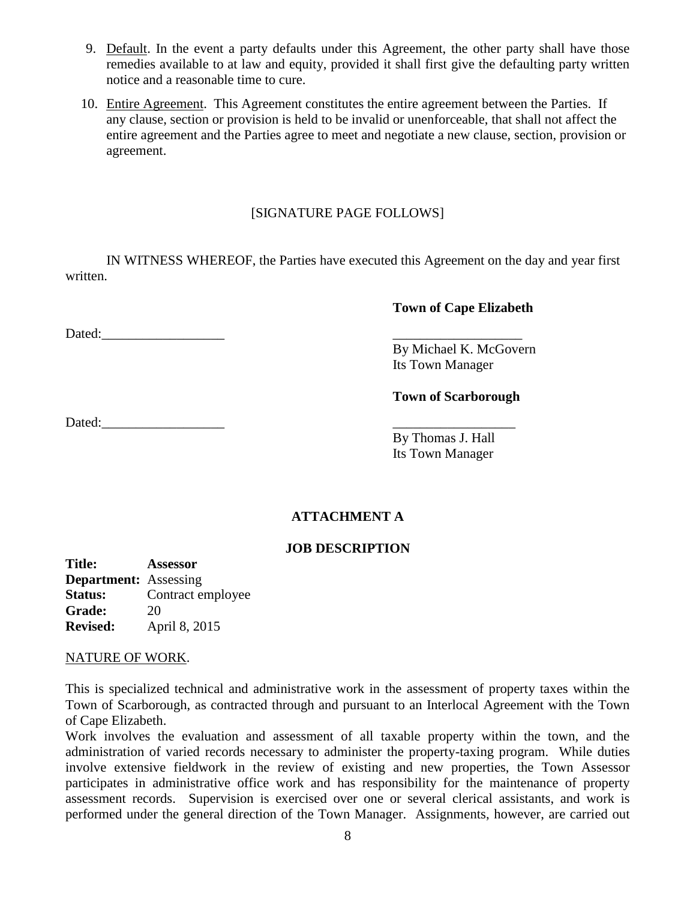9. Default. In the event a party defaults under this Agreement, the other party shall have those remedies available to at law and equity, provided it shall first give the defaulting party written notice and a reasonable time to cure.

10. Entire Agreement. This Agreement constitutes the entire agreement between the Parties. If any clause, section or provision is held to be invalid or unenforceable, that shall not affect the entire agreement and the Parties agree to meet and negotiate a new clause, section, provision or agreement.

[SIGNATURE PAGE FOLLOWS]

IN WITNESS WHEREOF, the Parties have executed this Agreement on the day and year first written.

**Town of Cape Elizabeth**

Dated:__________________ ___________________
By Michael K. McGovern
Its Town Manager

**Town of Scarborough**

Dated:__________________ _________________
By Thomas J. Hall
Its Town Manager

## ATTACHMENT A

## JOB DESCRIPTION

**Title:** **Assessor**
**Department:** Assessing
**Status:** Contract employee
**Grade:** 20
**Revised:** April 8, 2015

NATURE OF WORK.

This is specialized technical and administrative work in the assessment of property taxes within the Town of Scarborough, as contracted through and pursuant to an Interlocal Agreement with the Town of Cape Elizabeth.

Work involves the evaluation and assessment of all taxable property within the town, and the administration of varied records necessary to administer the property-taxing program. While duties involve extensive fieldwork in the review of existing and new properties, the Town Assessor participates in administrative office work and has responsibility for the maintenance of property assessment records. Supervision is exercised over one or several clerical assistants, and work is performed under the general direction of the Town Manager. Assignments, however, are carried out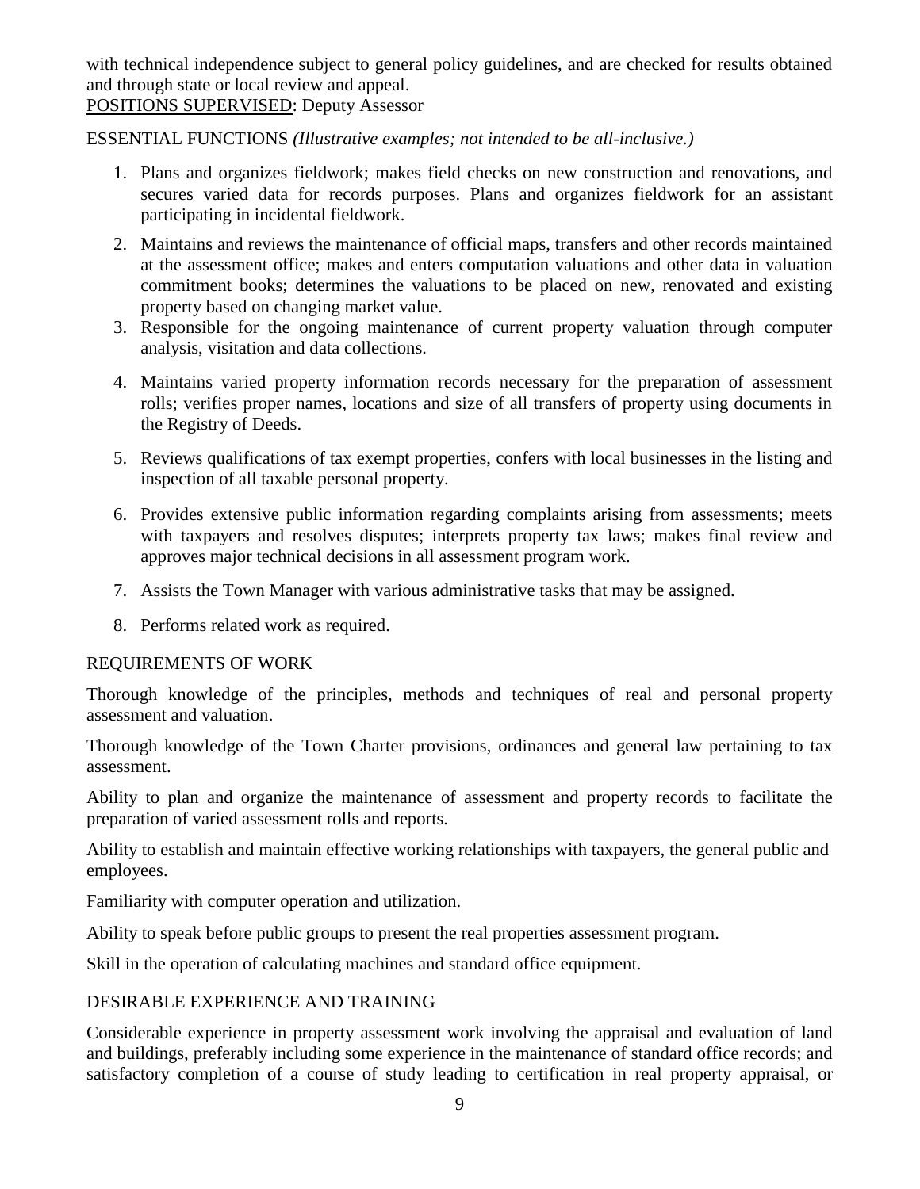with technical independence subject to general policy guidelines, and are checked for results obtained and through state or local review and appeal.

<u>POSITIONS SUPERVISED</u>: Deputy Assessor

ESSENTIAL FUNCTIONS *(Illustrative examples; not intended to be all-inclusive.)*

1. Plans and organizes fieldwork; makes field checks on new construction and renovations, and secures varied data for records purposes. Plans and organizes fieldwork for an assistant participating in incidental fieldwork.
2. Maintains and reviews the maintenance of official maps, transfers and other records maintained at the assessment office; makes and enters computation valuations and other data in valuation commitment books; determines the valuations to be placed on new, renovated and existing property based on changing market value.
3. Responsible for the ongoing maintenance of current property valuation through computer analysis, visitation and data collections.
4. Maintains varied property information records necessary for the preparation of assessment rolls; verifies proper names, locations and size of all transfers of property using documents in the Registry of Deeds.
5. Reviews qualifications of tax exempt properties, confers with local businesses in the listing and inspection of all taxable personal property.
6. Provides extensive public information regarding complaints arising from assessments; meets with taxpayers and resolves disputes; interprets property tax laws; makes final review and approves major technical decisions in all assessment program work.
7. Assists the Town Manager with various administrative tasks that may be assigned.
8. Performs related work as required.

REQUIREMENTS OF WORK

Thorough knowledge of the principles, methods and techniques of real and personal property assessment and valuation.

Thorough knowledge of the Town Charter provisions, ordinances and general law pertaining to tax assessment.

Ability to plan and organize the maintenance of assessment and property records to facilitate the preparation of varied assessment rolls and reports.

Ability to establish and maintain effective working relationships with taxpayers, the general public and employees.

Familiarity with computer operation and utilization.

Ability to speak before public groups to present the real properties assessment program.

Skill in the operation of calculating machines and standard office equipment.

DESIRABLE EXPERIENCE AND TRAINING

Considerable experience in property assessment work involving the appraisal and evaluation of land and buildings, preferably including some experience in the maintenance of standard office records; and satisfactory completion of a course of study leading to certification in real property appraisal, or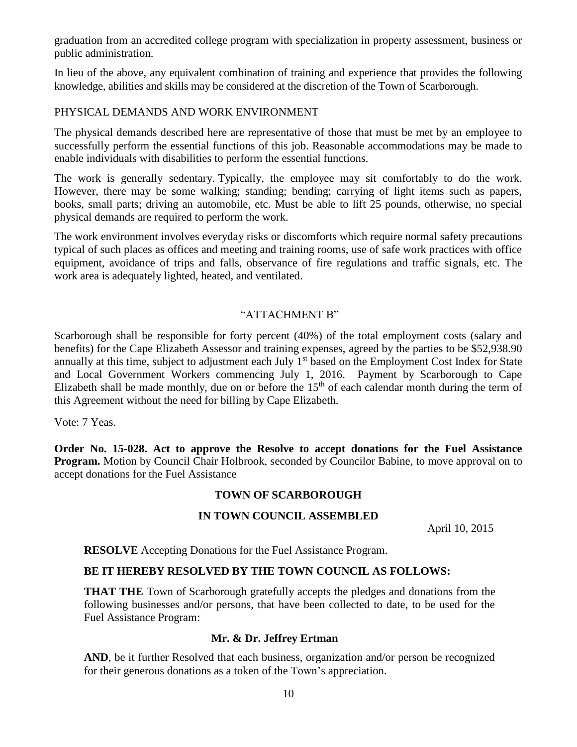graduation from an accredited college program with specialization in property assessment, business or public administration.

In lieu of the above, any equivalent combination of training and experience that provides the following knowledge, abilities and skills may be considered at the discretion of the Town of Scarborough.

PHYSICAL DEMANDS AND WORK ENVIRONMENT

The physical demands described here are representative of those that must be met by an employee to successfully perform the essential functions of this job. Reasonable accommodations may be made to enable individuals with disabilities to perform the essential functions.

The work is generally sedentary. Typically, the employee may sit comfortably to do the work. However, there may be some walking; standing; bending; carrying of light items such as papers, books, small parts; driving an automobile, etc. Must be able to lift 25 pounds, otherwise, no special physical demands are required to perform the work.

The work environment involves everyday risks or discomforts which require normal safety precautions typical of such places as offices and meeting and training rooms, use of safe work practices with office equipment, avoidance of trips and falls, observance of fire regulations and traffic signals, etc. The work area is adequately lighted, heated, and ventilated.

"ATTACHMENT B"

Scarborough shall be responsible for forty percent (40%) of the total employment costs (salary and benefits) for the Cape Elizabeth Assessor and training expenses, agreed by the parties to be $52,938.90 annually at this time, subject to adjustment each July 1st based on the Employment Cost Index for State and Local Government Workers commencing July 1, 2016. Payment by Scarborough to Cape Elizabeth shall be made monthly, due on or before the 15th of each calendar month during the term of this Agreement without the need for billing by Cape Elizabeth.

Vote: 7 Yeas.

**Order No. 15-028. Act to approve the Resolve to accept donations for the Fuel Assistance Program.** Motion by Council Chair Holbrook, seconded by Councilor Babine, to move approval on to accept donations for the Fuel Assistance

**TOWN OF SCARBOROUGH**

**IN TOWN COUNCIL ASSEMBLED**

April 10, 2015

**RESOLVE** Accepting Donations for the Fuel Assistance Program.

**BE IT HEREBY RESOLVED BY THE TOWN COUNCIL AS FOLLOWS:**

**THAT THE** Town of Scarborough gratefully accepts the pledges and donations from the following businesses and/or persons, that have been collected to date, to be used for the Fuel Assistance Program:

**Mr. & Dr. Jeffrey Ertman**

**AND**, be it further Resolved that each business, organization and/or person be recognized for their generous donations as a token of the Town's appreciation.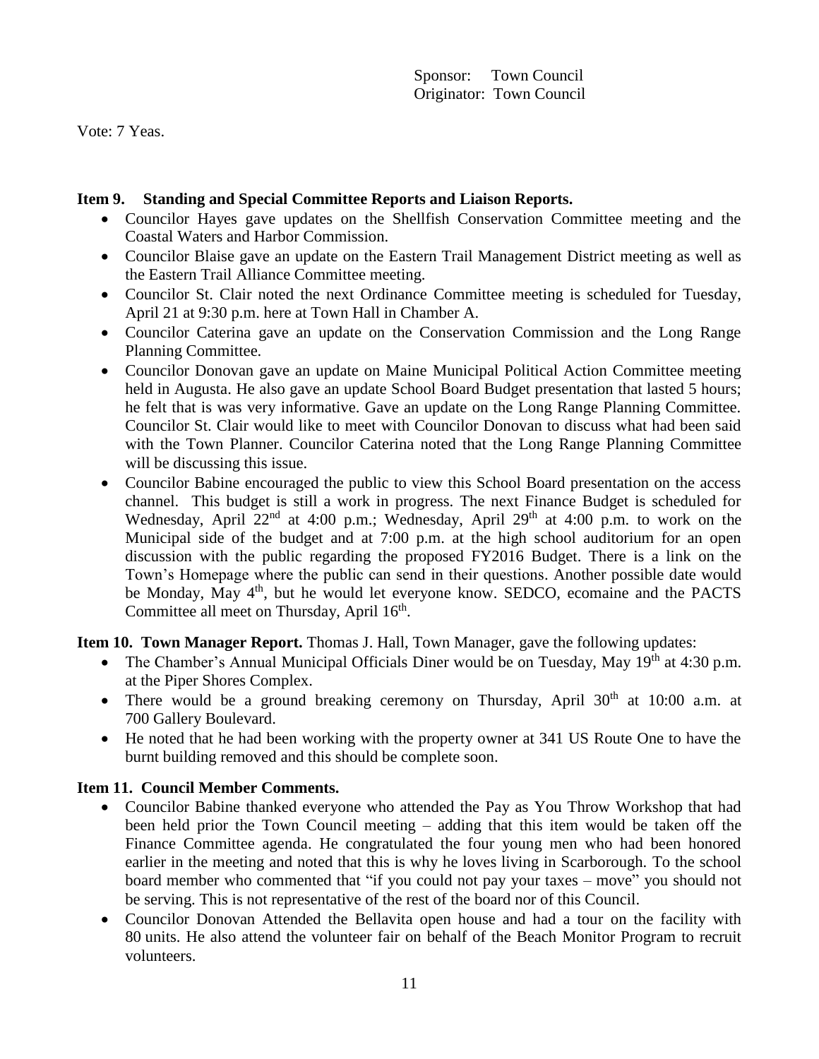Sponsor: Town Council
Originator: Town Council

Vote: 7 Yeas.

**Item 9. Standing and Special Committee Reports and Liaison Reports.**

- Councilor Hayes gave updates on the Shellfish Conservation Committee meeting and the Coastal Waters and Harbor Commission.
- Councilor Blaise gave an update on the Eastern Trail Management District meeting as well as the Eastern Trail Alliance Committee meeting.
- Councilor St. Clair noted the next Ordinance Committee meeting is scheduled for Tuesday, April 21 at 9:30 p.m. here at Town Hall in Chamber A.
- Councilor Caterina gave an update on the Conservation Commission and the Long Range Planning Committee.
- Councilor Donovan gave an update on Maine Municipal Political Action Committee meeting held in Augusta. He also gave an update School Board Budget presentation that lasted 5 hours; he felt that is was very informative. Gave an update on the Long Range Planning Committee. Councilor St. Clair would like to meet with Councilor Donovan to discuss what had been said with the Town Planner. Councilor Caterina noted that the Long Range Planning Committee will be discussing this issue.
- Councilor Babine encouraged the public to view this School Board presentation on the access channel. This budget is still a work in progress. The next Finance Budget is scheduled for Wednesday, April 22nd at 4:00 p.m.; Wednesday, April 29th at 4:00 p.m. to work on the Municipal side of the budget and at 7:00 p.m. at the high school auditorium for an open discussion with the public regarding the proposed FY2016 Budget. There is a link on the Town's Homepage where the public can send in their questions. Another possible date would be Monday, May 4th, but he would let everyone know. SEDCO, ecomaine and the PACTS Committee all meet on Thursday, April 16th.

**Item 10. Town Manager Report.** Thomas J. Hall, Town Manager, gave the following updates:

- The Chamber's Annual Municipal Officials Diner would be on Tuesday, May 19th at 4:30 p.m. at the Piper Shores Complex.
- There would be a ground breaking ceremony on Thursday, April 30th at 10:00 a.m. at 700 Gallery Boulevard.
- He noted that he had been working with the property owner at 341 US Route One to have the burnt building removed and this should be complete soon.

**Item 11. Council Member Comments.**

- Councilor Babine thanked everyone who attended the Pay as You Throw Workshop that had been held prior the Town Council meeting – adding that this item would be taken off the Finance Committee agenda. He congratulated the four young men who had been honored earlier in the meeting and noted that this is why he loves living in Scarborough. To the school board member who commented that "if you could not pay your taxes – move" you should not be serving. This is not representative of the rest of the board nor of this Council.
- Councilor Donovan Attended the Bellavita open house and had a tour on the facility with 80 units. He also attend the volunteer fair on behalf of the Beach Monitor Program to recruit volunteers.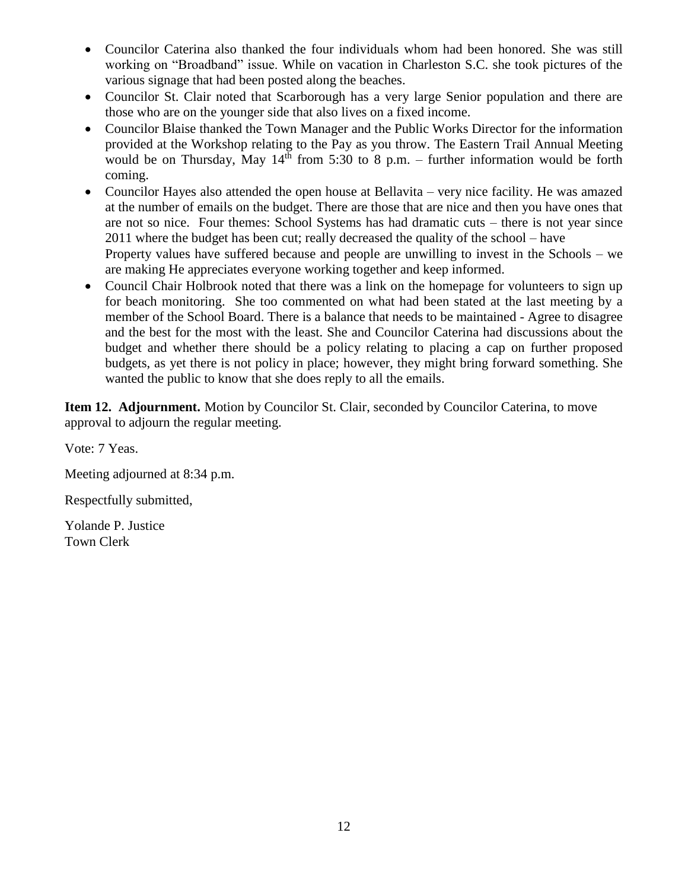- Councilor Caterina also thanked the four individuals whom had been honored. She was still working on "Broadband" issue. While on vacation in Charleston S.C. she took pictures of the various signage that had been posted along the beaches.
- Councilor St. Clair noted that Scarborough has a very large Senior population and there are those who are on the younger side that also lives on a fixed income.
- Councilor Blaise thanked the Town Manager and the Public Works Director for the information provided at the Workshop relating to the Pay as you throw. The Eastern Trail Annual Meeting would be on Thursday, May 14th from 5:30 to 8 p.m. – further information would be forth coming.
- Councilor Hayes also attended the open house at Bellavita – very nice facility. He was amazed at the number of emails on the budget. There are those that are nice and then you have ones that are not so nice. Four themes: School Systems has had dramatic cuts – there is not year since 2011 where the budget has been cut; really decreased the quality of the school – have Property values have suffered because and people are unwilling to invest in the Schools – we are making He appreciates everyone working together and keep informed.
- Council Chair Holbrook noted that there was a link on the homepage for volunteers to sign up for beach monitoring. She too commented on what had been stated at the last meeting by a member of the School Board. There is a balance that needs to be maintained - Agree to disagree and the best for the most with the least. She and Councilor Caterina had discussions about the budget and whether there should be a policy relating to placing a cap on further proposed budgets, as yet there is not policy in place; however, they might bring forward something. She wanted the public to know that she does reply to all the emails.

**Item 12. Adjournment.** Motion by Councilor St. Clair, seconded by Councilor Caterina, to move approval to adjourn the regular meeting.

Vote: 7 Yeas.

Meeting adjourned at 8:34 p.m.

Respectfully submitted,

Yolande P. Justice
Town Clerk